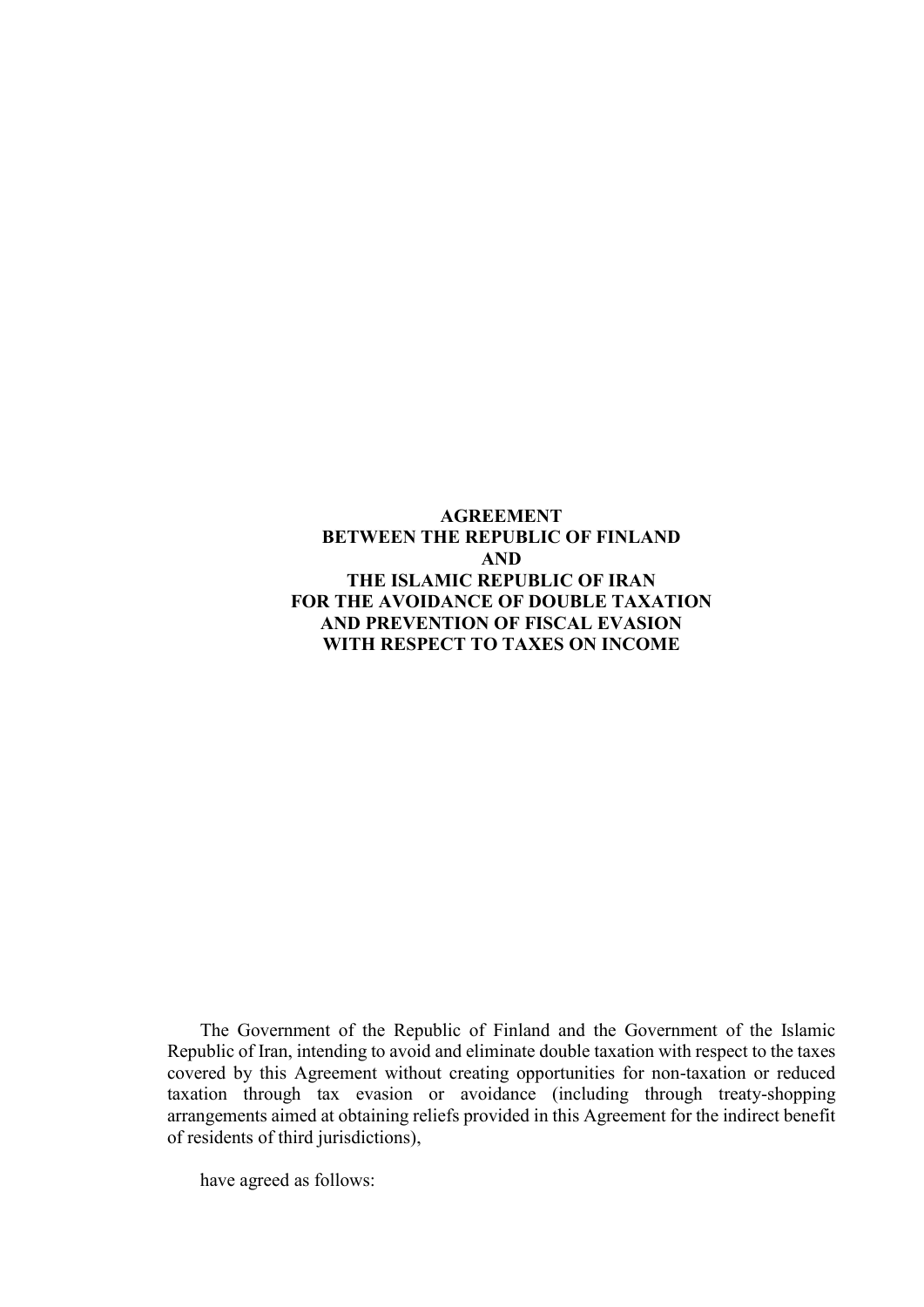# AGREEMENT BETWEEN THE REPUBLIC OF FINLAND AND THE ISLAMIC REPUBLIC OF IRAN FOR THE AVOIDANCE OF DOUBLE TAXATION AND PREVENTION OF FISCAL EVASION WITH RESPECT TO TAXES ON INCOME

The Government of the Republic of Finland and the Government of the Islamic Republic of Iran, intending to avoid and eliminate double taxation with respect to the taxes covered by this Agreement without creating opportunities for non-taxation or reduced taxation through tax evasion or avoidance (including through treaty-shopping arrangements aimed at obtaining reliefs provided in this Agreement for the indirect benefit of residents of third jurisdictions),

have agreed as follows: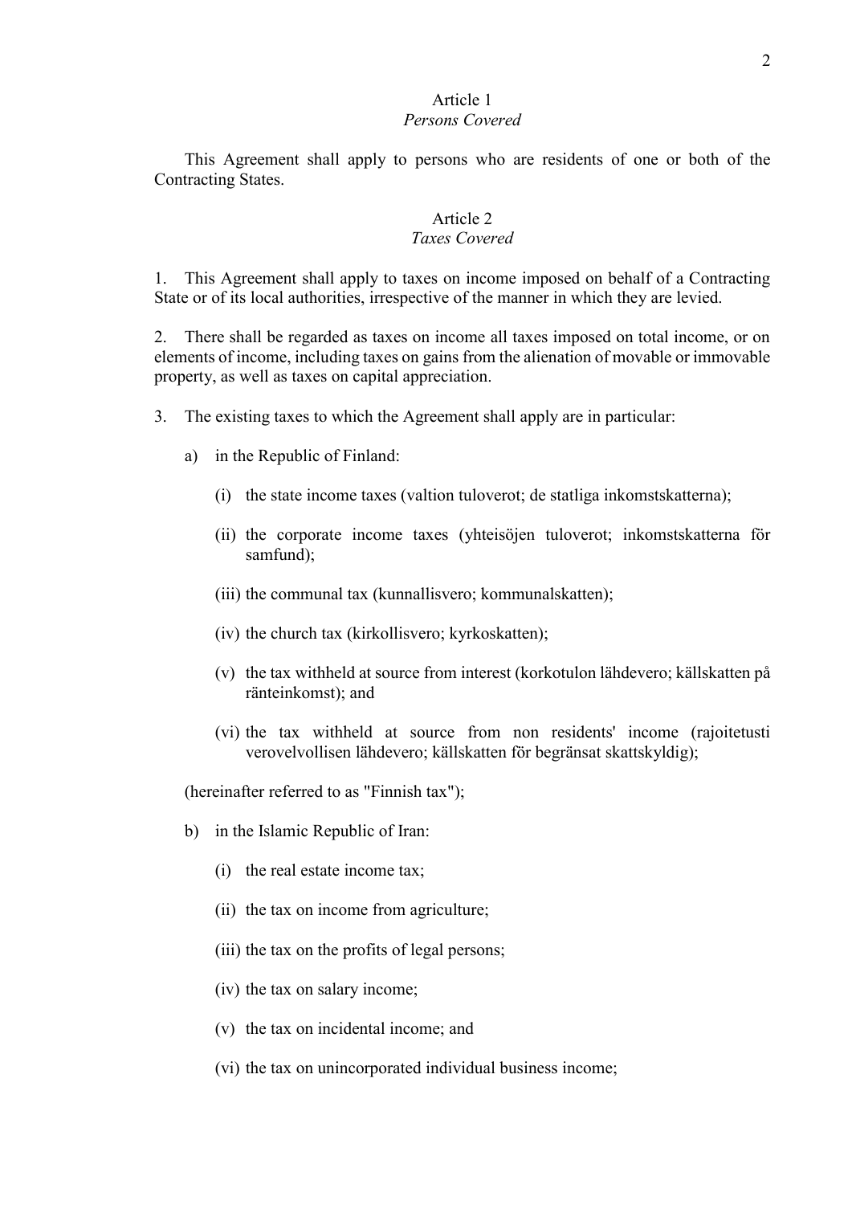### Article 1
*Persons Covered*

This Agreement shall apply to persons who are residents of one or both of the Contracting States.

### Article 2
*Taxes Covered*

1. This Agreement shall apply to taxes on income imposed on behalf of a Contracting State or of its local authorities, irrespective of the manner in which they are levied.

2. There shall be regarded as taxes on income all taxes imposed on total income, or on elements of income, including taxes on gains from the alienation of movable or immovable property, as well as taxes on capital appreciation.

3. The existing taxes to which the Agreement shall apply are in particular:

   a) in the Republic of Finland:

      (i) the state income taxes (valtion tuloverot; de statliga inkomstskatterna);

      (ii) the corporate income taxes (yhteisöjen tuloverot; inkomstskatterna för samfund);

      (iii) the communal tax (kunnallisvero; kommunalskatten);

      (iv) the church tax (kirkollisvero; kyrkoskatten);

      (v) the tax withheld at source from interest (korkotulon lähdevero; källskatten på ränteinkomst); and

      (vi) the tax withheld at source from non residents' income (rajoitetusti verovelvollisen lähdevero; källskatten för begränsat skattskyldig);

   (hereinafter referred to as "Finnish tax");

   b) in the Islamic Republic of Iran:

      (i) the real estate income tax;

      (ii) the tax on income from agriculture;

      (iii) the tax on the profits of legal persons;

      (iv) the tax on salary income;

      (v) the tax on incidental income; and

      (vi) the tax on unincorporated individual business income;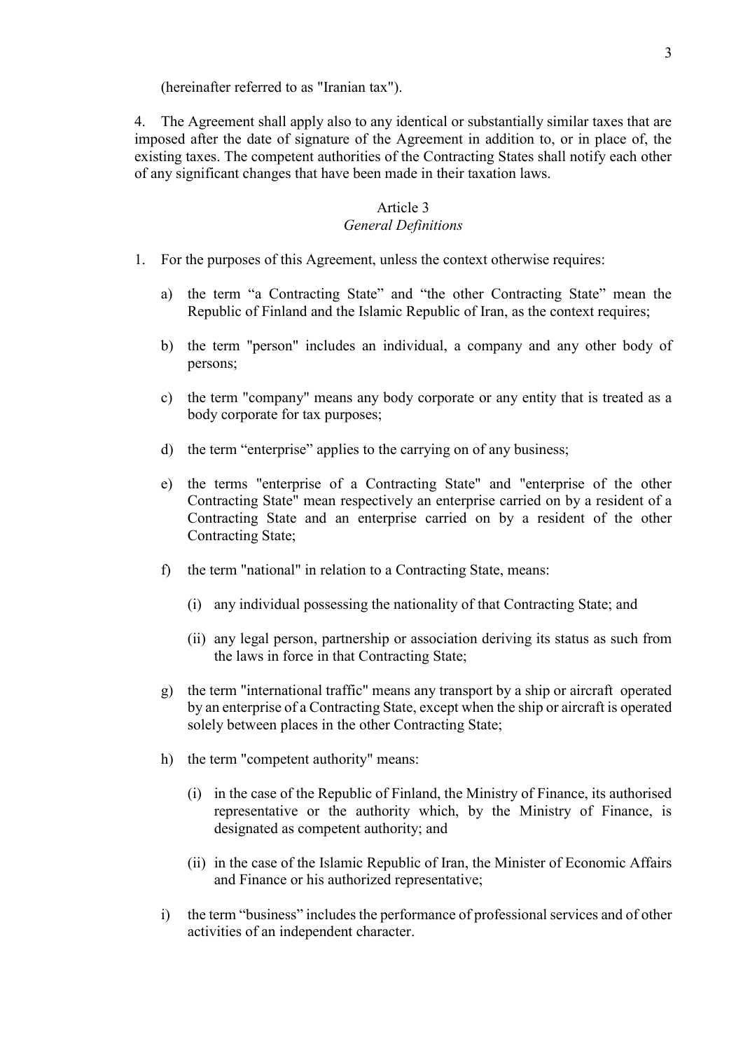(hereinafter referred to as "Iranian tax").

4. The Agreement shall apply also to any identical or substantially similar taxes that are imposed after the date of signature of the Agreement in addition to, or in place of, the existing taxes. The competent authorities of the Contracting States shall notify each other of any significant changes that have been made in their taxation laws.

## Article 3
### *General Definitions*

1. For the purposes of this Agreement, unless the context otherwise requires:

   a) the term “a Contracting State” and “the other Contracting State” mean the Republic of Finland and the Islamic Republic of Iran, as the context requires;

   b) the term "person" includes an individual, a company and any other body of persons;

   c) the term "company" means any body corporate or any entity that is treated as a body corporate for tax purposes;

   d) the term “enterprise” applies to the carrying on of any business;

   e) the terms "enterprise of a Contracting State" and "enterprise of the other Contracting State" mean respectively an enterprise carried on by a resident of a Contracting State and an enterprise carried on by a resident of the other Contracting State;

   f) the term "national" in relation to a Contracting State, means:

      (i) any individual possessing the nationality of that Contracting State; and

      (ii) any legal person, partnership or association deriving its status as such from the laws in force in that Contracting State;

   g) the term "international traffic" means any transport by a ship or aircraft operated by an enterprise of a Contracting State, except when the ship or aircraft is operated solely between places in the other Contracting State;

   h) the term "competent authority" means:

      (i) in the case of the Republic of Finland, the Ministry of Finance, its authorised representative or the authority which, by the Ministry of Finance, is designated as competent authority; and

      (ii) in the case of the Islamic Republic of Iran, the Minister of Economic Affairs and Finance or his authorized representative;

   i) the term “business” includes the performance of professional services and of other activities of an independent character.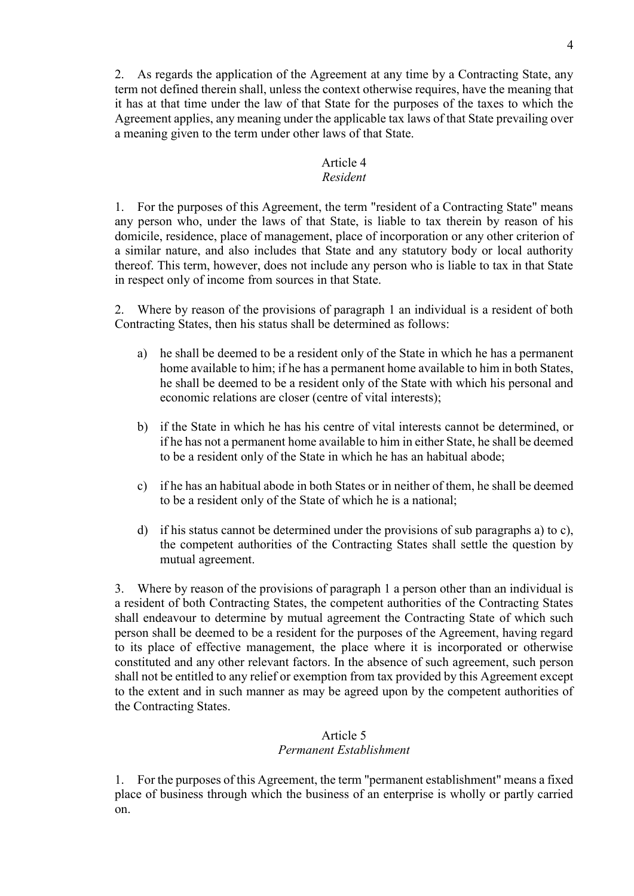2. As regards the application of the Agreement at any time by a Contracting State, any term not defined therein shall, unless the context otherwise requires, have the meaning that it has at that time under the law of that State for the purposes of the taxes to which the Agreement applies, any meaning under the applicable tax laws of that State prevailing over a meaning given to the term under other laws of that State.

## Article 4
### *Resident*

1. For the purposes of this Agreement, the term "resident of a Contracting State" means any person who, under the laws of that State, is liable to tax therein by reason of his domicile, residence, place of management, place of incorporation or any other criterion of a similar nature, and also includes that State and any statutory body or local authority thereof. This term, however, does not include any person who is liable to tax in that State in respect only of income from sources in that State.

2. Where by reason of the provisions of paragraph 1 an individual is a resident of both Contracting States, then his status shall be determined as follows:

a) he shall be deemed to be a resident only of the State in which he has a permanent home available to him; if he has a permanent home available to him in both States, he shall be deemed to be a resident only of the State with which his personal and economic relations are closer (centre of vital interests);

b) if the State in which he has his centre of vital interests cannot be determined, or if he has not a permanent home available to him in either State, he shall be deemed to be a resident only of the State in which he has an habitual abode;

c) if he has an habitual abode in both States or in neither of them, he shall be deemed to be a resident only of the State of which he is a national;

d) if his status cannot be determined under the provisions of sub paragraphs a) to c), the competent authorities of the Contracting States shall settle the question by mutual agreement.

3. Where by reason of the provisions of paragraph 1 a person other than an individual is a resident of both Contracting States, the competent authorities of the Contracting States shall endeavour to determine by mutual agreement the Contracting State of which such person shall be deemed to be a resident for the purposes of the Agreement, having regard to its place of effective management, the place where it is incorporated or otherwise constituted and any other relevant factors. In the absence of such agreement, such person shall not be entitled to any relief or exemption from tax provided by this Agreement except to the extent and in such manner as may be agreed upon by the competent authorities of the Contracting States.

## Article 5
### *Permanent Establishment*

1. For the purposes of this Agreement, the term "permanent establishment" means a fixed place of business through which the business of an enterprise is wholly or partly carried on.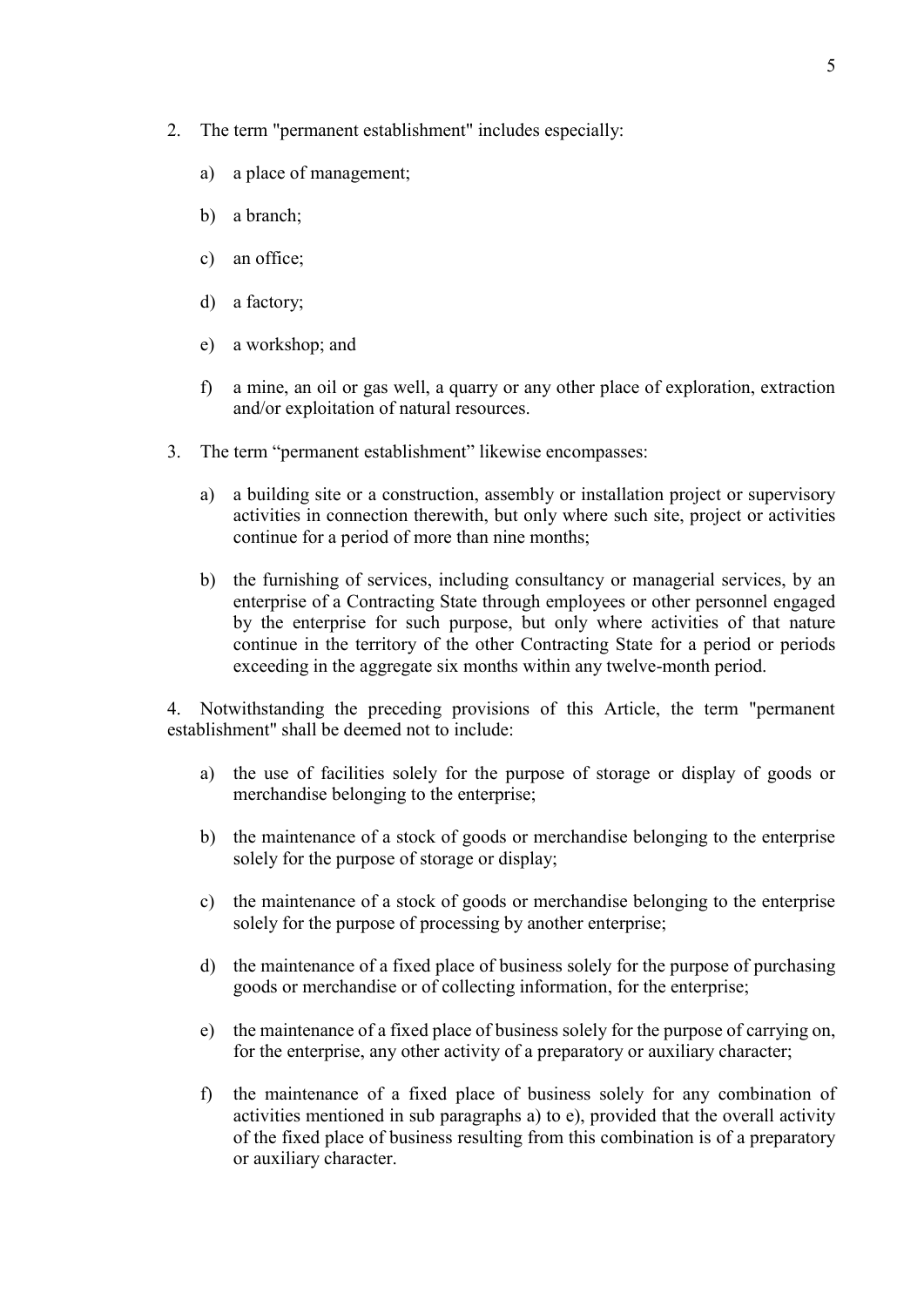2. The term "permanent establishment" includes especially:

   a) a place of management;

   b) a branch;

   c) an office;

   d) a factory;

   e) a workshop; and

   f) a mine, an oil or gas well, a quarry or any other place of exploration, extraction and/or exploitation of natural resources.

3. The term "permanent establishment" likewise encompasses:

   a) a building site or a construction, assembly or installation project or supervisory activities in connection therewith, but only where such site, project or activities continue for a period of more than nine months;

   b) the furnishing of services, including consultancy or managerial services, by an enterprise of a Contracting State through employees or other personnel engaged by the enterprise for such purpose, but only where activities of that nature continue in the territory of the other Contracting State for a period or periods exceeding in the aggregate six months within any twelve-month period.

4. Notwithstanding the preceding provisions of this Article, the term "permanent establishment" shall be deemed not to include:

   a) the use of facilities solely for the purpose of storage or display of goods or merchandise belonging to the enterprise;

   b) the maintenance of a stock of goods or merchandise belonging to the enterprise solely for the purpose of storage or display;

   c) the maintenance of a stock of goods or merchandise belonging to the enterprise solely for the purpose of processing by another enterprise;

   d) the maintenance of a fixed place of business solely for the purpose of purchasing goods or merchandise or of collecting information, for the enterprise;

   e) the maintenance of a fixed place of business solely for the purpose of carrying on, for the enterprise, any other activity of a preparatory or auxiliary character;

   f) the maintenance of a fixed place of business solely for any combination of activities mentioned in sub paragraphs a) to e), provided that the overall activity of the fixed place of business resulting from this combination is of a preparatory or auxiliary character.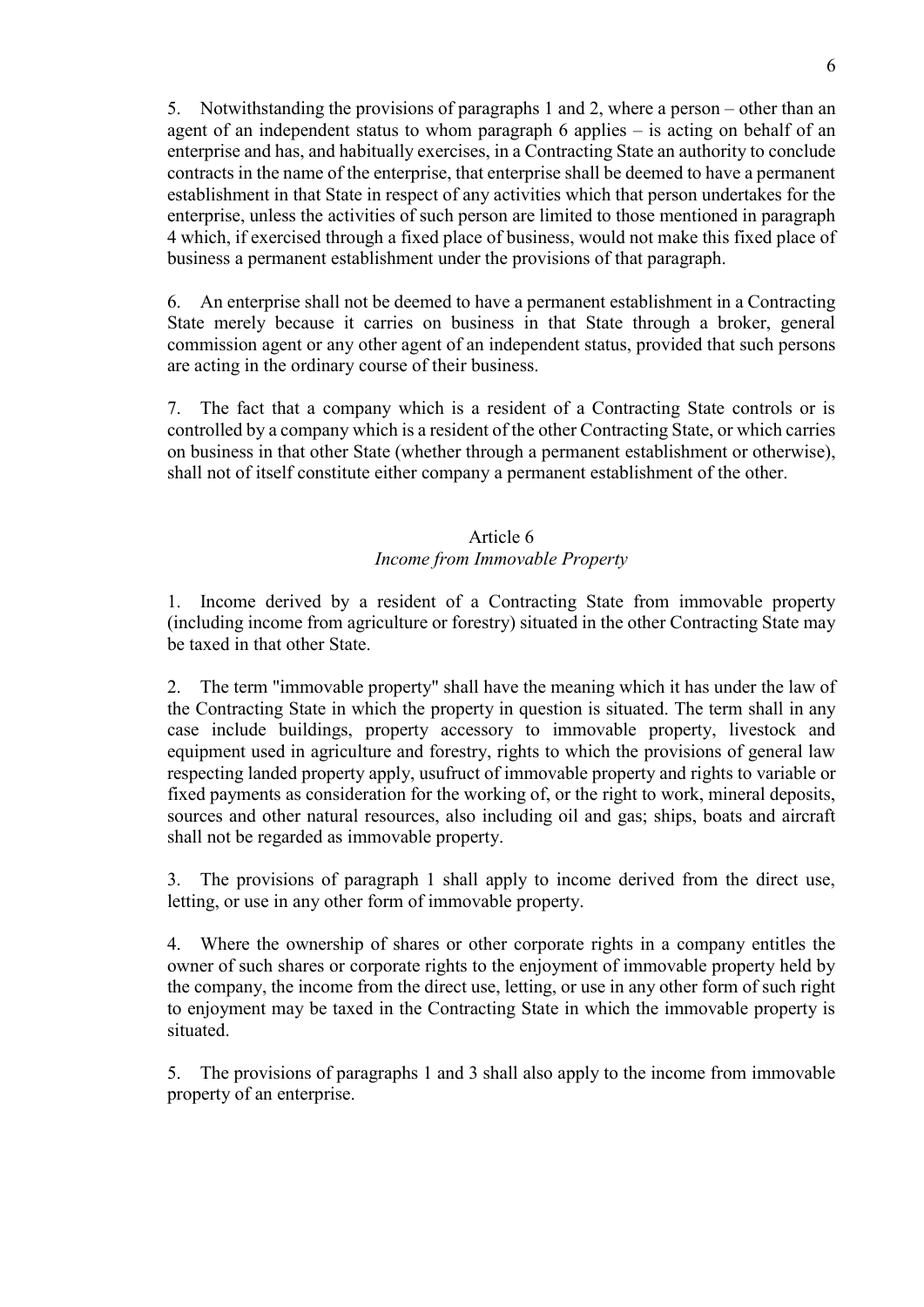5. Notwithstanding the provisions of paragraphs 1 and 2, where a person – other than an agent of an independent status to whom paragraph 6 applies – is acting on behalf of an enterprise and has, and habitually exercises, in a Contracting State an authority to conclude contracts in the name of the enterprise, that enterprise shall be deemed to have a permanent establishment in that State in respect of any activities which that person undertakes for the enterprise, unless the activities of such person are limited to those mentioned in paragraph 4 which, if exercised through a fixed place of business, would not make this fixed place of business a permanent establishment under the provisions of that paragraph.

6. An enterprise shall not be deemed to have a permanent establishment in a Contracting State merely because it carries on business in that State through a broker, general commission agent or any other agent of an independent status, provided that such persons are acting in the ordinary course of their business.

7. The fact that a company which is a resident of a Contracting State controls or is controlled by a company which is a resident of the other Contracting State, or which carries on business in that other State (whether through a permanent establishment or otherwise), shall not of itself constitute either company a permanent establishment of the other.

## Article 6
### *Income from Immovable Property*

1. Income derived by a resident of a Contracting State from immovable property (including income from agriculture or forestry) situated in the other Contracting State may be taxed in that other State.

2. The term "immovable property" shall have the meaning which it has under the law of the Contracting State in which the property in question is situated. The term shall in any case include buildings, property accessory to immovable property, livestock and equipment used in agriculture and forestry, rights to which the provisions of general law respecting landed property apply, usufruct of immovable property and rights to variable or fixed payments as consideration for the working of, or the right to work, mineral deposits, sources and other natural resources, also including oil and gas; ships, boats and aircraft shall not be regarded as immovable property.

3. The provisions of paragraph 1 shall apply to income derived from the direct use, letting, or use in any other form of immovable property.

4. Where the ownership of shares or other corporate rights in a company entitles the owner of such shares or corporate rights to the enjoyment of immovable property held by the company, the income from the direct use, letting, or use in any other form of such right to enjoyment may be taxed in the Contracting State in which the immovable property is situated.

5. The provisions of paragraphs 1 and 3 shall also apply to the income from immovable property of an enterprise.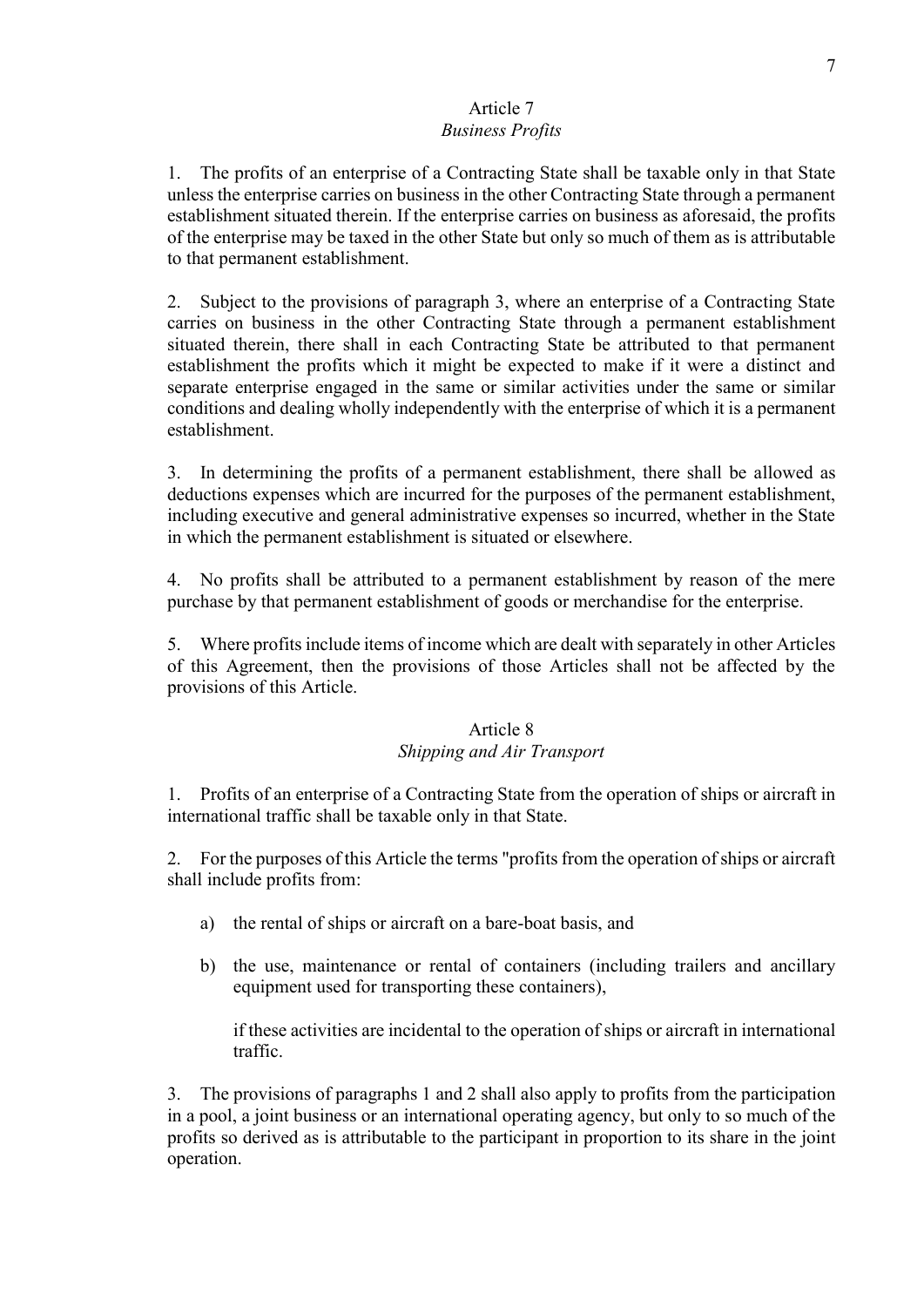## Article 7
### *Business Profits*

1. The profits of an enterprise of a Contracting State shall be taxable only in that State unless the enterprise carries on business in the other Contracting State through a permanent establishment situated therein. If the enterprise carries on business as aforesaid, the profits of the enterprise may be taxed in the other State but only so much of them as is attributable to that permanent establishment.

2. Subject to the provisions of paragraph 3, where an enterprise of a Contracting State carries on business in the other Contracting State through a permanent establishment situated therein, there shall in each Contracting State be attributed to that permanent establishment the profits which it might be expected to make if it were a distinct and separate enterprise engaged in the same or similar activities under the same or similar conditions and dealing wholly independently with the enterprise of which it is a permanent establishment.

3. In determining the profits of a permanent establishment, there shall be allowed as deductions expenses which are incurred for the purposes of the permanent establishment, including executive and general administrative expenses so incurred, whether in the State in which the permanent establishment is situated or elsewhere.

4. No profits shall be attributed to a permanent establishment by reason of the mere purchase by that permanent establishment of goods or merchandise for the enterprise.

5. Where profits include items of income which are dealt with separately in other Articles of this Agreement, then the provisions of those Articles shall not be affected by the provisions of this Article.

## Article 8
### *Shipping and Air Transport*

1. Profits of an enterprise of a Contracting State from the operation of ships or aircraft in international traffic shall be taxable only in that State.

2. For the purposes of this Article the terms "profits from the operation of ships or aircraft shall include profits from:

   a) the rental of ships or aircraft on a bare-boat basis, and

   b) the use, maintenance or rental of containers (including trailers and ancillary equipment used for transporting these containers),

   if these activities are incidental to the operation of ships or aircraft in international traffic.

3. The provisions of paragraphs 1 and 2 shall also apply to profits from the participation in a pool, a joint business or an international operating agency, but only to so much of the profits so derived as is attributable to the participant in proportion to its share in the joint operation.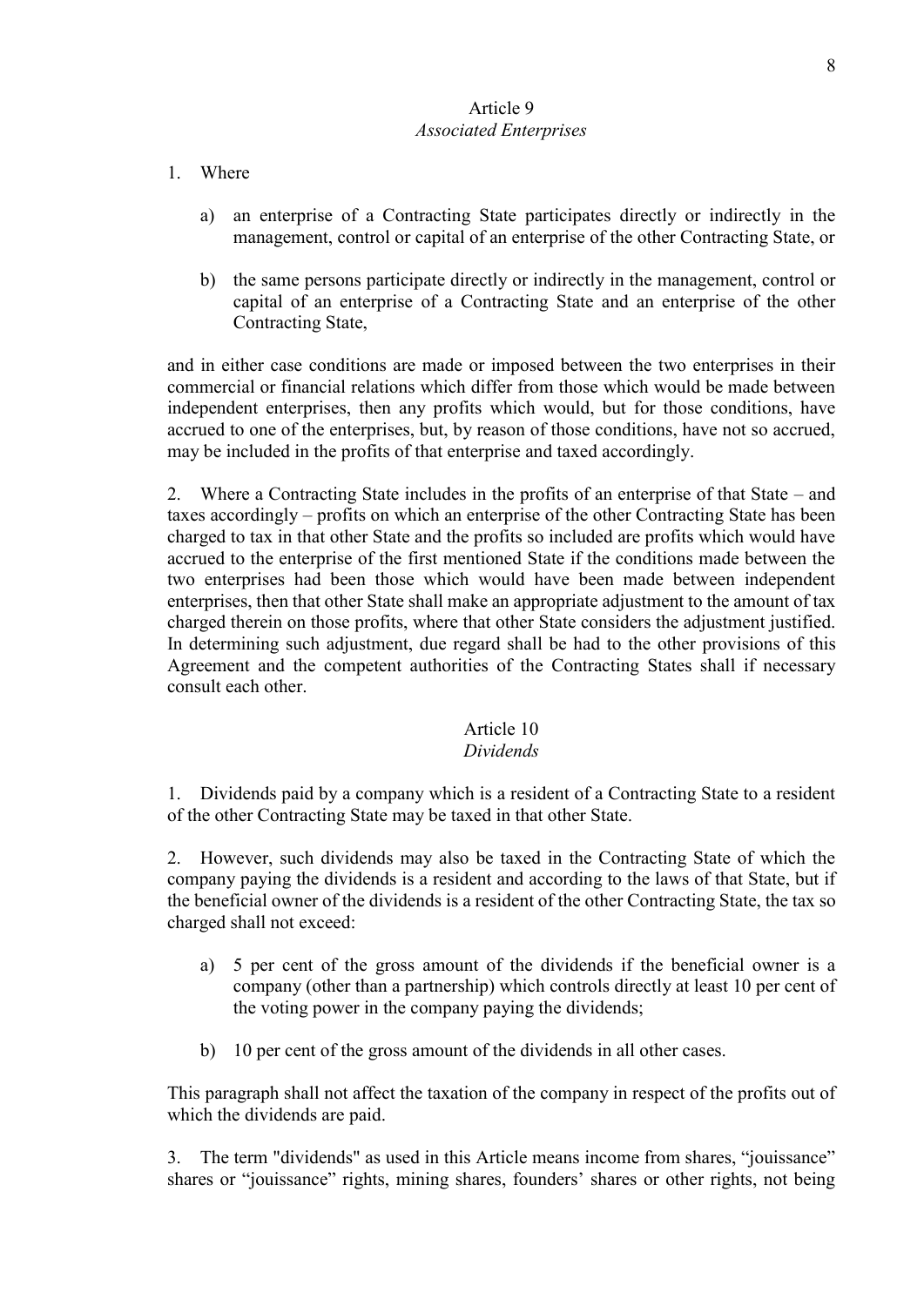## Article 9
*Associated Enterprises*

1. Where

   a) an enterprise of a Contracting State participates directly or indirectly in the management, control or capital of an enterprise of the other Contracting State, or

   b) the same persons participate directly or indirectly in the management, control or capital of an enterprise of a Contracting State and an enterprise of the other Contracting State,

and in either case conditions are made or imposed between the two enterprises in their commercial or financial relations which differ from those which would be made between independent enterprises, then any profits which would, but for those conditions, have accrued to one of the enterprises, but, by reason of those conditions, have not so accrued, may be included in the profits of that enterprise and taxed accordingly.

2. Where a Contracting State includes in the profits of an enterprise of that State – and taxes accordingly – profits on which an enterprise of the other Contracting State has been charged to tax in that other State and the profits so included are profits which would have accrued to the enterprise of the first mentioned State if the conditions made between the two enterprises had been those which would have been made between independent enterprises, then that other State shall make an appropriate adjustment to the amount of tax charged therein on those profits, where that other State considers the adjustment justified. In determining such adjustment, due regard shall be had to the other provisions of this Agreement and the competent authorities of the Contracting States shall if necessary consult each other.

## Article 10
*Dividends*

1. Dividends paid by a company which is a resident of a Contracting State to a resident of the other Contracting State may be taxed in that other State.

2. However, such dividends may also be taxed in the Contracting State of which the company paying the dividends is a resident and according to the laws of that State, but if the beneficial owner of the dividends is a resident of the other Contracting State, the tax so charged shall not exceed:

   a) 5 per cent of the gross amount of the dividends if the beneficial owner is a company (other than a partnership) which controls directly at least 10 per cent of the voting power in the company paying the dividends;

   b) 10 per cent of the gross amount of the dividends in all other cases.

This paragraph shall not affect the taxation of the company in respect of the profits out of which the dividends are paid.

3. The term "dividends" as used in this Article means income from shares, "jouissance" shares or "jouissance" rights, mining shares, founders' shares or other rights, not being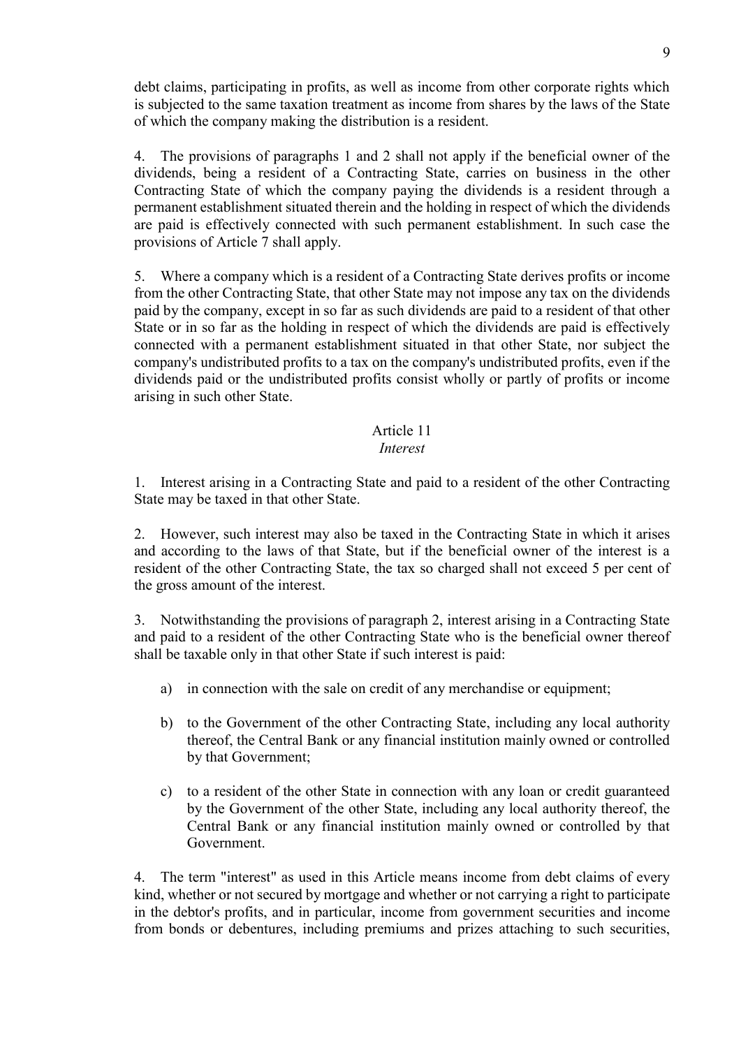debt claims, participating in profits, as well as income from other corporate rights which is subjected to the same taxation treatment as income from shares by the laws of the State of which the company making the distribution is a resident.

4. The provisions of paragraphs 1 and 2 shall not apply if the beneficial owner of the dividends, being a resident of a Contracting State, carries on business in the other Contracting State of which the company paying the dividends is a resident through a permanent establishment situated therein and the holding in respect of which the dividends are paid is effectively connected with such permanent establishment. In such case the provisions of Article 7 shall apply.

5. Where a company which is a resident of a Contracting State derives profits or income from the other Contracting State, that other State may not impose any tax on the dividends paid by the company, except in so far as such dividends are paid to a resident of that other State or in so far as the holding in respect of which the dividends are paid is effectively connected with a permanent establishment situated in that other State, nor subject the company's undistributed profits to a tax on the company's undistributed profits, even if the dividends paid or the undistributed profits consist wholly or partly of profits or income arising in such other State.

## Article 11
### *Interest*

1. Interest arising in a Contracting State and paid to a resident of the other Contracting State may be taxed in that other State.

2. However, such interest may also be taxed in the Contracting State in which it arises and according to the laws of that State, but if the beneficial owner of the interest is a resident of the other Contracting State, the tax so charged shall not exceed 5 per cent of the gross amount of the interest.

3. Notwithstanding the provisions of paragraph 2, interest arising in a Contracting State and paid to a resident of the other Contracting State who is the beneficial owner thereof shall be taxable only in that other State if such interest is paid:

a) in connection with the sale on credit of any merchandise or equipment;

b) to the Government of the other Contracting State, including any local authority thereof, the Central Bank or any financial institution mainly owned or controlled by that Government;

c) to a resident of the other State in connection with any loan or credit guaranteed by the Government of the other State, including any local authority thereof, the Central Bank or any financial institution mainly owned or controlled by that Government.

4. The term "interest" as used in this Article means income from debt claims of every kind, whether or not secured by mortgage and whether or not carrying a right to participate in the debtor's profits, and in particular, income from government securities and income from bonds or debentures, including premiums and prizes attaching to such securities,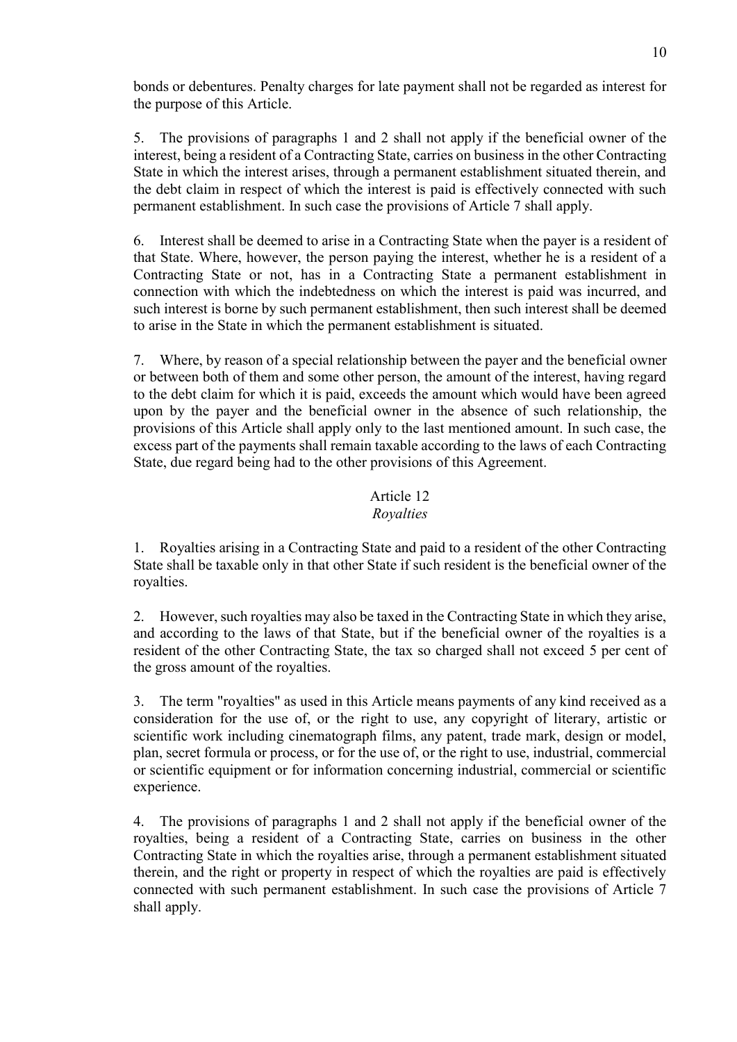bonds or debentures. Penalty charges for late payment shall not be regarded as interest for the purpose of this Article.

5. The provisions of paragraphs 1 and 2 shall not apply if the beneficial owner of the interest, being a resident of a Contracting State, carries on business in the other Contracting State in which the interest arises, through a permanent establishment situated therein, and the debt claim in respect of which the interest is paid is effectively connected with such permanent establishment. In such case the provisions of Article 7 shall apply.

6. Interest shall be deemed to arise in a Contracting State when the payer is a resident of that State. Where, however, the person paying the interest, whether he is a resident of a Contracting State or not, has in a Contracting State a permanent establishment in connection with which the indebtedness on which the interest is paid was incurred, and such interest is borne by such permanent establishment, then such interest shall be deemed to arise in the State in which the permanent establishment is situated.

7. Where, by reason of a special relationship between the payer and the beneficial owner or between both of them and some other person, the amount of the interest, having regard to the debt claim for which it is paid, exceeds the amount which would have been agreed upon by the payer and the beneficial owner in the absence of such relationship, the provisions of this Article shall apply only to the last mentioned amount. In such case, the excess part of the payments shall remain taxable according to the laws of each Contracting State, due regard being had to the other provisions of this Agreement.

## Article 12
*Royalties*

1. Royalties arising in a Contracting State and paid to a resident of the other Contracting State shall be taxable only in that other State if such resident is the beneficial owner of the royalties.

2. However, such royalties may also be taxed in the Contracting State in which they arise, and according to the laws of that State, but if the beneficial owner of the royalties is a resident of the other Contracting State, the tax so charged shall not exceed 5 per cent of the gross amount of the royalties.

3. The term "royalties" as used in this Article means payments of any kind received as a consideration for the use of, or the right to use, any copyright of literary, artistic or scientific work including cinematograph films, any patent, trade mark, design or model, plan, secret formula or process, or for the use of, or the right to use, industrial, commercial or scientific equipment or for information concerning industrial, commercial or scientific experience.

4. The provisions of paragraphs 1 and 2 shall not apply if the beneficial owner of the royalties, being a resident of a Contracting State, carries on business in the other Contracting State in which the royalties arise, through a permanent establishment situated therein, and the right or property in respect of which the royalties are paid is effectively connected with such permanent establishment. In such case the provisions of Article 7 shall apply.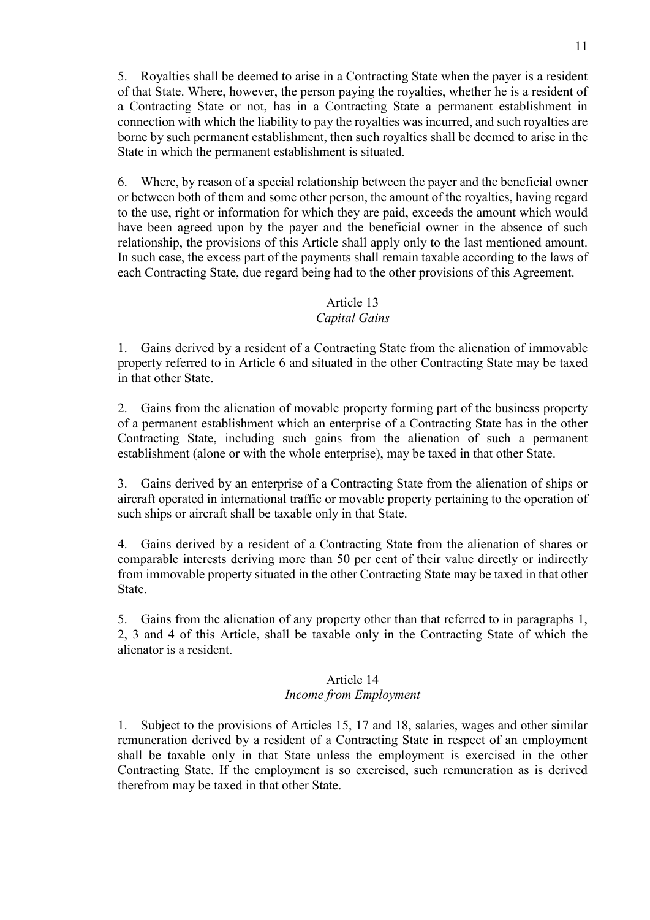5. Royalties shall be deemed to arise in a Contracting State when the payer is a resident of that State. Where, however, the person paying the royalties, whether he is a resident of a Contracting State or not, has in a Contracting State a permanent establishment in connection with which the liability to pay the royalties was incurred, and such royalties are borne by such permanent establishment, then such royalties shall be deemed to arise in the State in which the permanent establishment is situated.

6. Where, by reason of a special relationship between the payer and the beneficial owner or between both of them and some other person, the amount of the royalties, having regard to the use, right or information for which they are paid, exceeds the amount which would have been agreed upon by the payer and the beneficial owner in the absence of such relationship, the provisions of this Article shall apply only to the last mentioned amount. In such case, the excess part of the payments shall remain taxable according to the laws of each Contracting State, due regard being had to the other provisions of this Agreement.

### Article 13
*Capital Gains*

1. Gains derived by a resident of a Contracting State from the alienation of immovable property referred to in Article 6 and situated in the other Contracting State may be taxed in that other State.

2. Gains from the alienation of movable property forming part of the business property of a permanent establishment which an enterprise of a Contracting State has in the other Contracting State, including such gains from the alienation of such a permanent establishment (alone or with the whole enterprise), may be taxed in that other State.

3. Gains derived by an enterprise of a Contracting State from the alienation of ships or aircraft operated in international traffic or movable property pertaining to the operation of such ships or aircraft shall be taxable only in that State.

4. Gains derived by a resident of a Contracting State from the alienation of shares or comparable interests deriving more than 50 per cent of their value directly or indirectly from immovable property situated in the other Contracting State may be taxed in that other State.

5. Gains from the alienation of any property other than that referred to in paragraphs 1, 2, 3 and 4 of this Article, shall be taxable only in the Contracting State of which the alienator is a resident.

### Article 14
*Income from Employment*

1. Subject to the provisions of Articles 15, 17 and 18, salaries, wages and other similar remuneration derived by a resident of a Contracting State in respect of an employment shall be taxable only in that State unless the employment is exercised in the other Contracting State. If the employment is so exercised, such remuneration as is derived therefrom may be taxed in that other State.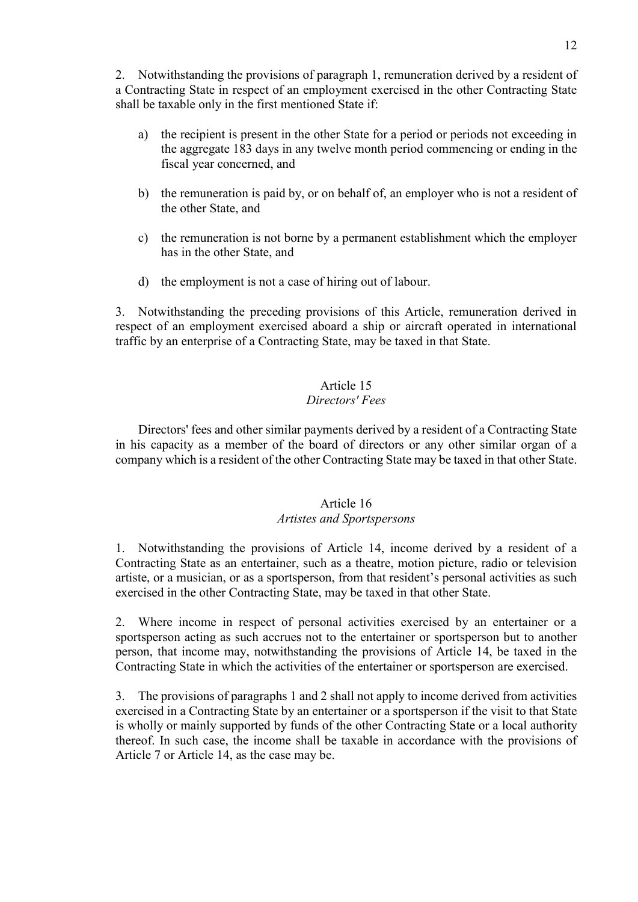2. Notwithstanding the provisions of paragraph 1, remuneration derived by a resident of a Contracting State in respect of an employment exercised in the other Contracting State shall be taxable only in the first mentioned State if:

a) the recipient is present in the other State for a period or periods not exceeding in the aggregate 183 days in any twelve month period commencing or ending in the fiscal year concerned, and

b) the remuneration is paid by, or on behalf of, an employer who is not a resident of the other State, and

c) the remuneration is not borne by a permanent establishment which the employer has in the other State, and

d) the employment is not a case of hiring out of labour.

3. Notwithstanding the preceding provisions of this Article, remuneration derived in respect of an employment exercised aboard a ship or aircraft operated in international traffic by an enterprise of a Contracting State, may be taxed in that State.

## Article 15
### *Directors' Fees*

Directors' fees and other similar payments derived by a resident of a Contracting State in his capacity as a member of the board of directors or any other similar organ of a company which is a resident of the other Contracting State may be taxed in that other State.

## Article 16
### *Artistes and Sportspersons*

1. Notwithstanding the provisions of Article 14, income derived by a resident of a Contracting State as an entertainer, such as a theatre, motion picture, radio or television artiste, or a musician, or as a sportsperson, from that resident's personal activities as such exercised in the other Contracting State, may be taxed in that other State.

2. Where income in respect of personal activities exercised by an entertainer or a sportsperson acting as such accrues not to the entertainer or sportsperson but to another person, that income may, notwithstanding the provisions of Article 14, be taxed in the Contracting State in which the activities of the entertainer or sportsperson are exercised.

3. The provisions of paragraphs 1 and 2 shall not apply to income derived from activities exercised in a Contracting State by an entertainer or a sportsperson if the visit to that State is wholly or mainly supported by funds of the other Contracting State or a local authority thereof. In such case, the income shall be taxable in accordance with the provisions of Article 7 or Article 14, as the case may be.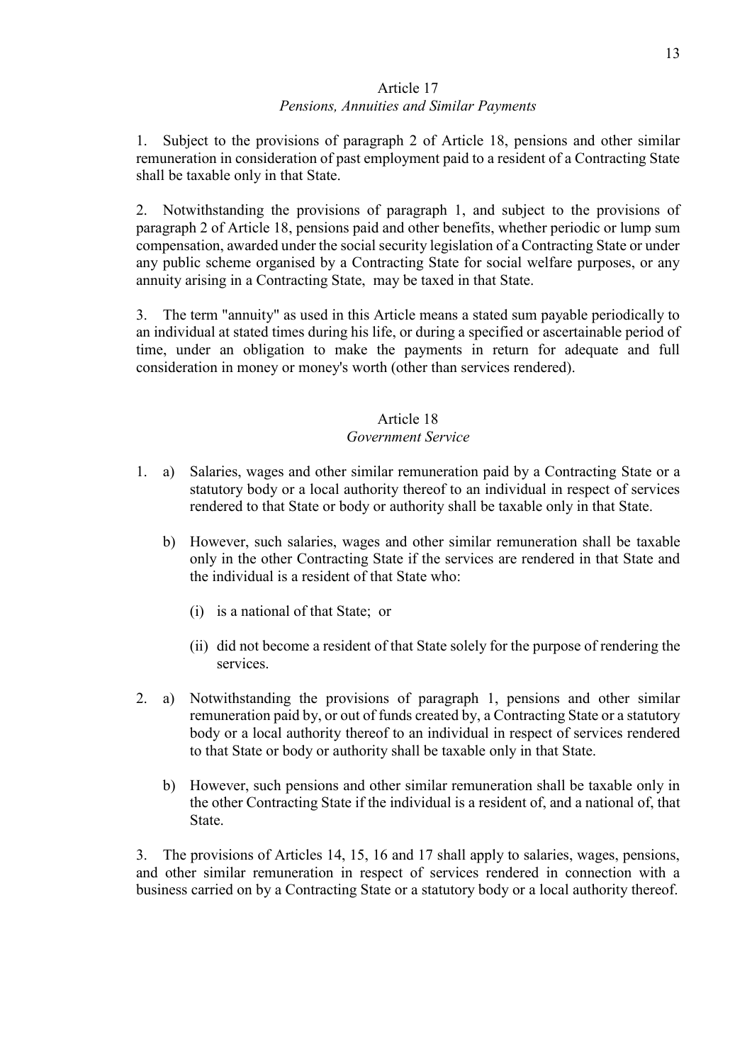## Article 17
### *Pensions, Annuities and Similar Payments*

1. Subject to the provisions of paragraph 2 of Article 18, pensions and other similar remuneration in consideration of past employment paid to a resident of a Contracting State shall be taxable only in that State.

2. Notwithstanding the provisions of paragraph 1, and subject to the provisions of paragraph 2 of Article 18, pensions paid and other benefits, whether periodic or lump sum compensation, awarded under the social security legislation of a Contracting State or under any public scheme organised by a Contracting State for social welfare purposes, or any annuity arising in a Contracting State, may be taxed in that State.

3. The term "annuity" as used in this Article means a stated sum payable periodically to an individual at stated times during his life, or during a specified or ascertainable period of time, under an obligation to make the payments in return for adequate and full consideration in money or money's worth (other than services rendered).

## Article 18
### *Government Service*

1. a) Salaries, wages and other similar remuneration paid by a Contracting State or a statutory body or a local authority thereof to an individual in respect of services rendered to that State or body or authority shall be taxable only in that State.

   b) However, such salaries, wages and other similar remuneration shall be taxable only in the other Contracting State if the services are rendered in that State and the individual is a resident of that State who:

      (i) is a national of that State; or

      (ii) did not become a resident of that State solely for the purpose of rendering the services.

2. a) Notwithstanding the provisions of paragraph 1, pensions and other similar remuneration paid by, or out of funds created by, a Contracting State or a statutory body or a local authority thereof to an individual in respect of services rendered to that State or body or authority shall be taxable only in that State.

   b) However, such pensions and other similar remuneration shall be taxable only in the other Contracting State if the individual is a resident of, and a national of, that State.

3. The provisions of Articles 14, 15, 16 and 17 shall apply to salaries, wages, pensions, and other similar remuneration in respect of services rendered in connection with a business carried on by a Contracting State or a statutory body or a local authority thereof.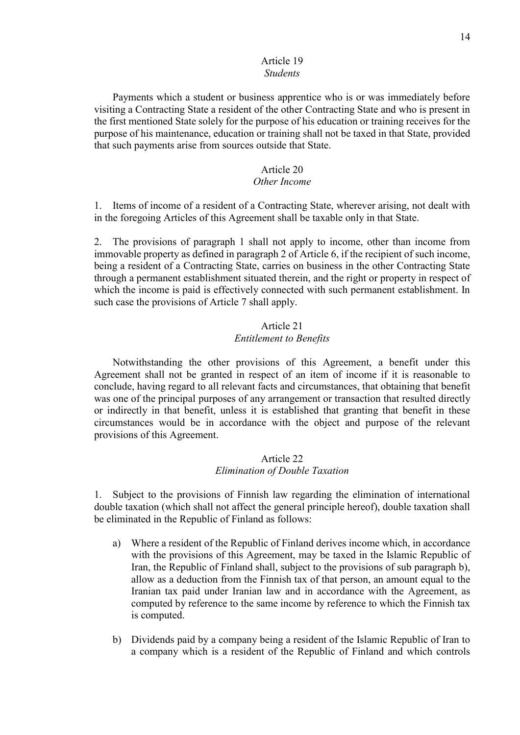## Article 19
*Students*

Payments which a student or business apprentice who is or was immediately before visiting a Contracting State a resident of the other Contracting State and who is present in the first mentioned State solely for the purpose of his education or training receives for the purpose of his maintenance, education or training shall not be taxed in that State, provided that such payments arise from sources outside that State.

## Article 20
*Other Income*

1. Items of income of a resident of a Contracting State, wherever arising, not dealt with in the foregoing Articles of this Agreement shall be taxable only in that State.

2. The provisions of paragraph 1 shall not apply to income, other than income from immovable property as defined in paragraph 2 of Article 6, if the recipient of such income, being a resident of a Contracting State, carries on business in the other Contracting State through a permanent establishment situated therein, and the right or property in respect of which the income is paid is effectively connected with such permanent establishment. In such case the provisions of Article 7 shall apply.

## Article 21
*Entitlement to Benefits*

Notwithstanding the other provisions of this Agreement, a benefit under this Agreement shall not be granted in respect of an item of income if it is reasonable to conclude, having regard to all relevant facts and circumstances, that obtaining that benefit was one of the principal purposes of any arrangement or transaction that resulted directly or indirectly in that benefit, unless it is established that granting that benefit in these circumstances would be in accordance with the object and purpose of the relevant provisions of this Agreement.

## Article 22
*Elimination of Double Taxation*

1. Subject to the provisions of Finnish law regarding the elimination of international double taxation (which shall not affect the general principle hereof), double taxation shall be eliminated in the Republic of Finland as follows:

   a) Where a resident of the Republic of Finland derives income which, in accordance with the provisions of this Agreement, may be taxed in the Islamic Republic of Iran, the Republic of Finland shall, subject to the provisions of sub paragraph b), allow as a deduction from the Finnish tax of that person, an amount equal to the Iranian tax paid under Iranian law and in accordance with the Agreement, as computed by reference to the same income by reference to which the Finnish tax is computed.

   b) Dividends paid by a company being a resident of the Islamic Republic of Iran to a company which is a resident of the Republic of Finland and which controls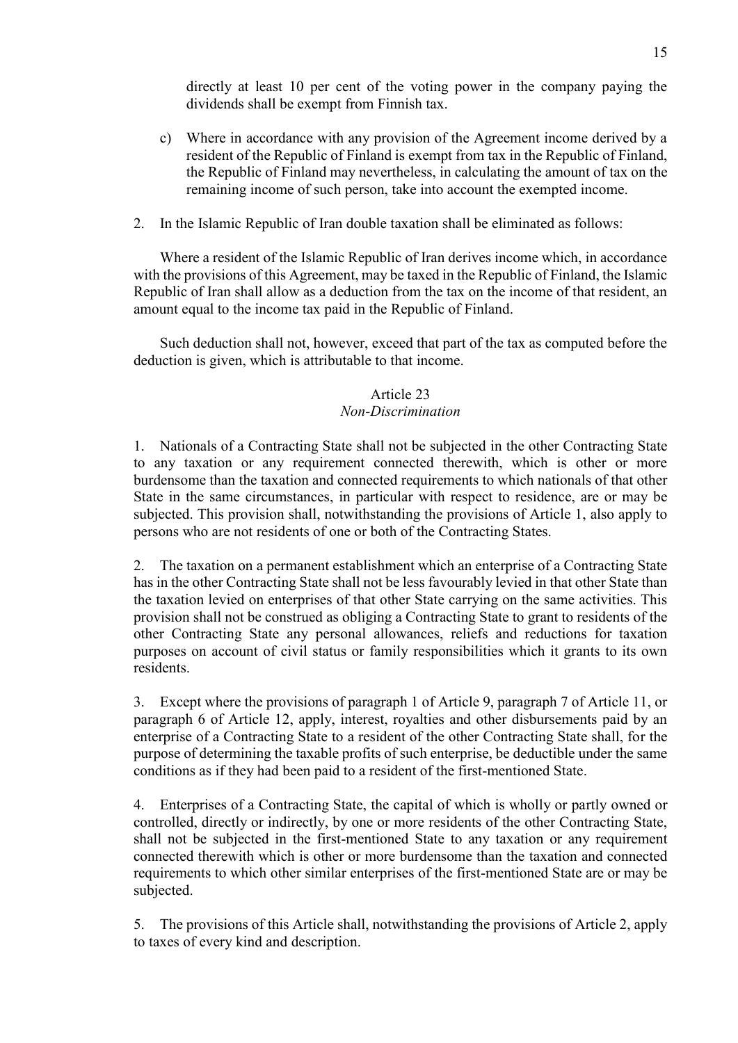directly at least 10 per cent of the voting power in the company paying the dividends shall be exempt from Finnish tax.

c) Where in accordance with any provision of the Agreement income derived by a resident of the Republic of Finland is exempt from tax in the Republic of Finland, the Republic of Finland may nevertheless, in calculating the amount of tax on the remaining income of such person, take into account the exempted income.

2. In the Islamic Republic of Iran double taxation shall be eliminated as follows:

Where a resident of the Islamic Republic of Iran derives income which, in accordance with the provisions of this Agreement, may be taxed in the Republic of Finland, the Islamic Republic of Iran shall allow as a deduction from the tax on the income of that resident, an amount equal to the income tax paid in the Republic of Finland.

Such deduction shall not, however, exceed that part of the tax as computed before the deduction is given, which is attributable to that income.

## Article 23
*Non-Discrimination*

1. Nationals of a Contracting State shall not be subjected in the other Contracting State to any taxation or any requirement connected therewith, which is other or more burdensome than the taxation and connected requirements to which nationals of that other State in the same circumstances, in particular with respect to residence, are or may be subjected. This provision shall, notwithstanding the provisions of Article 1, also apply to persons who are not residents of one or both of the Contracting States.

2. The taxation on a permanent establishment which an enterprise of a Contracting State has in the other Contracting State shall not be less favourably levied in that other State than the taxation levied on enterprises of that other State carrying on the same activities. This provision shall not be construed as obliging a Contracting State to grant to residents of the other Contracting State any personal allowances, reliefs and reductions for taxation purposes on account of civil status or family responsibilities which it grants to its own residents.

3. Except where the provisions of paragraph 1 of Article 9, paragraph 7 of Article 11, or paragraph 6 of Article 12, apply, interest, royalties and other disbursements paid by an enterprise of a Contracting State to a resident of the other Contracting State shall, for the purpose of determining the taxable profits of such enterprise, be deductible under the same conditions as if they had been paid to a resident of the first-mentioned State.

4. Enterprises of a Contracting State, the capital of which is wholly or partly owned or controlled, directly or indirectly, by one or more residents of the other Contracting State, shall not be subjected in the first-mentioned State to any taxation or any requirement connected therewith which is other or more burdensome than the taxation and connected requirements to which other similar enterprises of the first-mentioned State are or may be subjected.

5. The provisions of this Article shall, notwithstanding the provisions of Article 2, apply to taxes of every kind and description.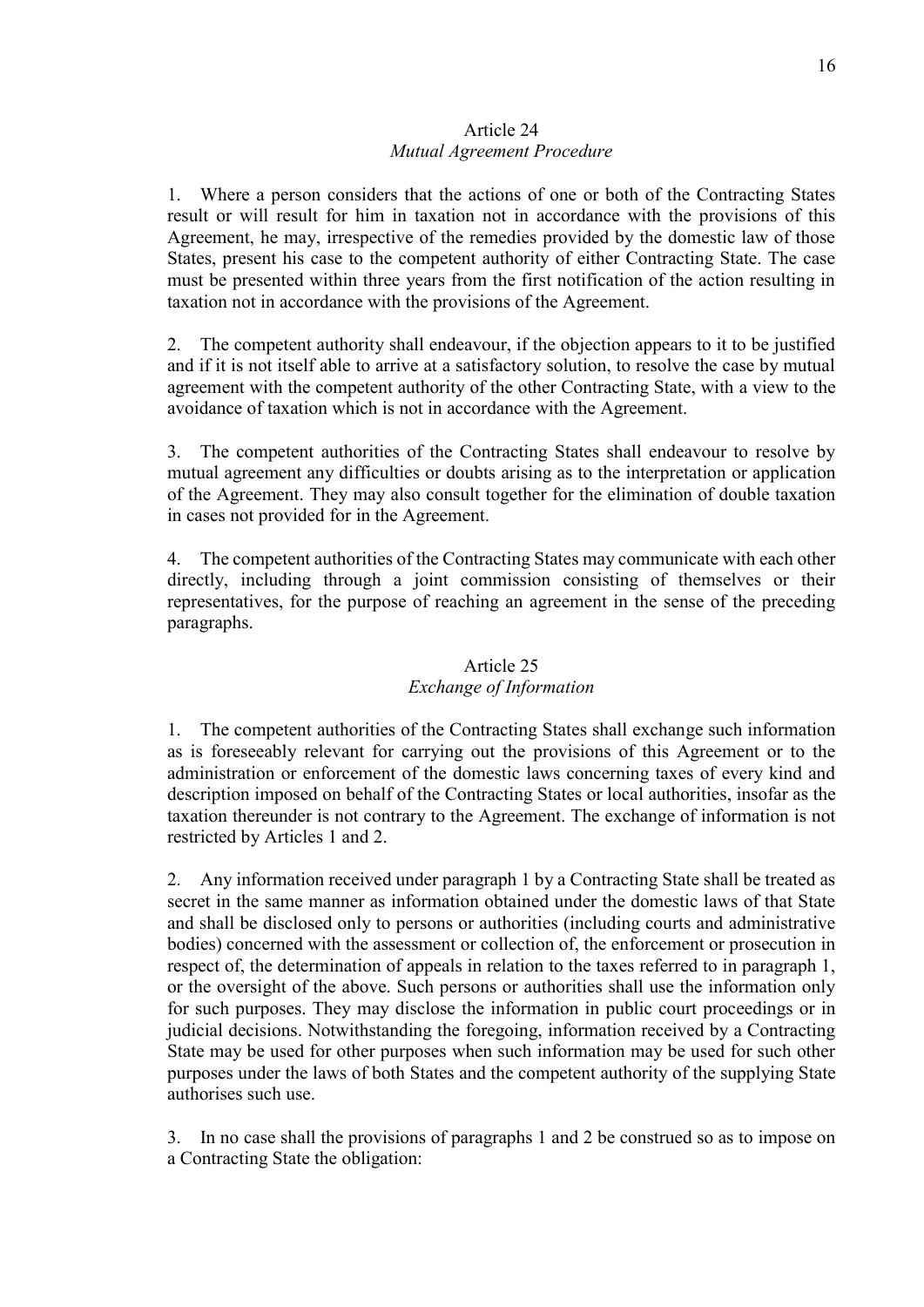## Article 24
### *Mutual Agreement Procedure*

1. Where a person considers that the actions of one or both of the Contracting States result or will result for him in taxation not in accordance with the provisions of this Agreement, he may, irrespective of the remedies provided by the domestic law of those States, present his case to the competent authority of either Contracting State. The case must be presented within three years from the first notification of the action resulting in taxation not in accordance with the provisions of the Agreement.

2. The competent authority shall endeavour, if the objection appears to it to be justified and if it is not itself able to arrive at a satisfactory solution, to resolve the case by mutual agreement with the competent authority of the other Contracting State, with a view to the avoidance of taxation which is not in accordance with the Agreement.

3. The competent authorities of the Contracting States shall endeavour to resolve by mutual agreement any difficulties or doubts arising as to the interpretation or application of the Agreement. They may also consult together for the elimination of double taxation in cases not provided for in the Agreement.

4. The competent authorities of the Contracting States may communicate with each other directly, including through a joint commission consisting of themselves or their representatives, for the purpose of reaching an agreement in the sense of the preceding paragraphs.

## Article 25
### *Exchange of Information*

1. The competent authorities of the Contracting States shall exchange such information as is foreseeably relevant for carrying out the provisions of this Agreement or to the administration or enforcement of the domestic laws concerning taxes of every kind and description imposed on behalf of the Contracting States or local authorities, insofar as the taxation thereunder is not contrary to the Agreement. The exchange of information is not restricted by Articles 1 and 2.

2. Any information received under paragraph 1 by a Contracting State shall be treated as secret in the same manner as information obtained under the domestic laws of that State and shall be disclosed only to persons or authorities (including courts and administrative bodies) concerned with the assessment or collection of, the enforcement or prosecution in respect of, the determination of appeals in relation to the taxes referred to in paragraph 1, or the oversight of the above. Such persons or authorities shall use the information only for such purposes. They may disclose the information in public court proceedings or in judicial decisions. Notwithstanding the foregoing, information received by a Contracting State may be used for other purposes when such information may be used for such other purposes under the laws of both States and the competent authority of the supplying State authorises such use.

3. In no case shall the provisions of paragraphs 1 and 2 be construed so as to impose on a Contracting State the obligation: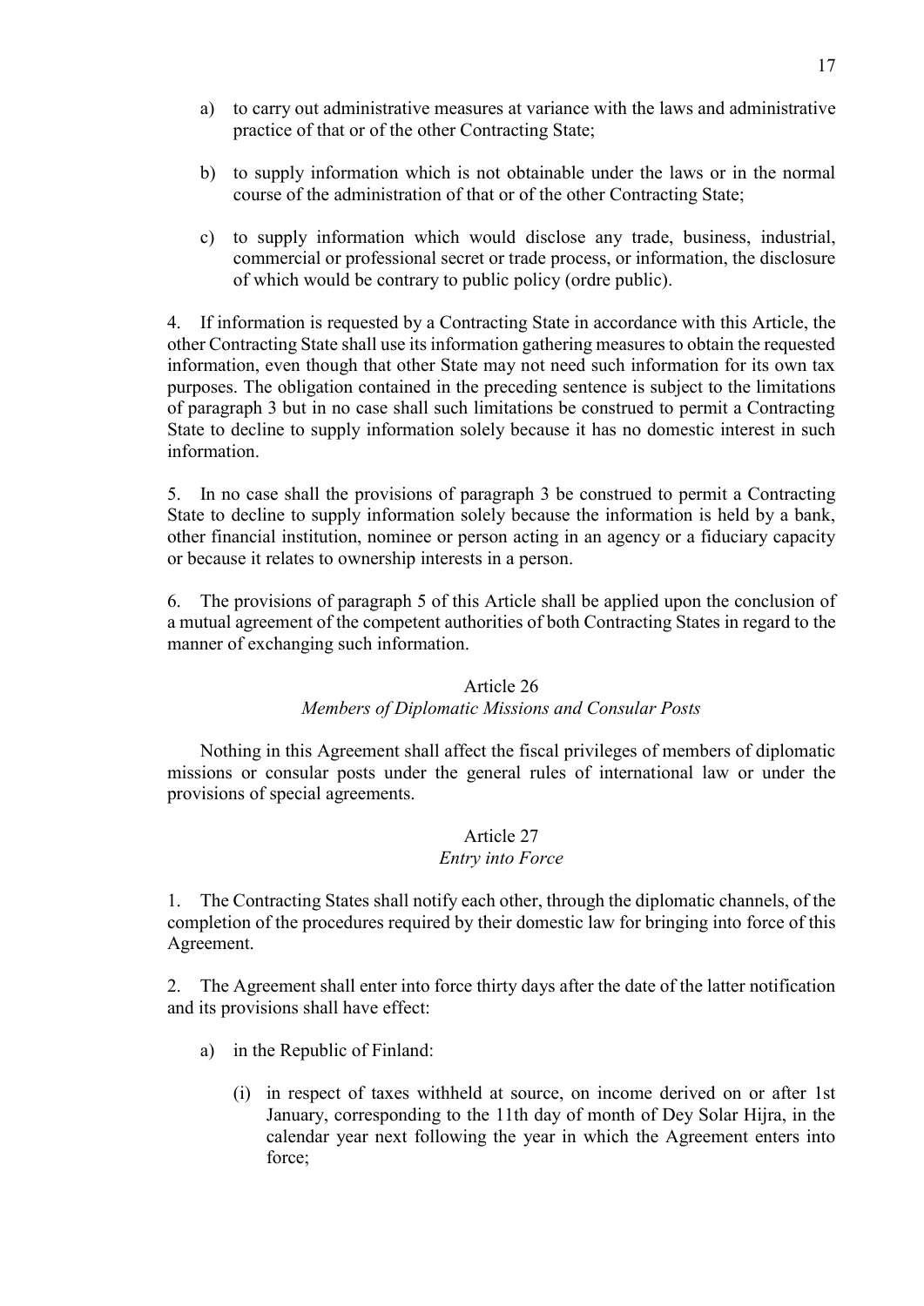a) to carry out administrative measures at variance with the laws and administrative practice of that or of the other Contracting State;

b) to supply information which is not obtainable under the laws or in the normal course of the administration of that or of the other Contracting State;

c) to supply information which would disclose any trade, business, industrial, commercial or professional secret or trade process, or information, the disclosure of which would be contrary to public policy (ordre public).

4. If information is requested by a Contracting State in accordance with this Article, the other Contracting State shall use its information gathering measures to obtain the requested information, even though that other State may not need such information for its own tax purposes. The obligation contained in the preceding sentence is subject to the limitations of paragraph 3 but in no case shall such limitations be construed to permit a Contracting State to decline to supply information solely because it has no domestic interest in such information.

5. In no case shall the provisions of paragraph 3 be construed to permit a Contracting State to decline to supply information solely because the information is held by a bank, other financial institution, nominee or person acting in an agency or a fiduciary capacity or because it relates to ownership interests in a person.

6. The provisions of paragraph 5 of this Article shall be applied upon the conclusion of a mutual agreement of the competent authorities of both Contracting States in regard to the manner of exchanging such information.

Article 26

*Members of Diplomatic Missions and Consular Posts*

Nothing in this Agreement shall affect the fiscal privileges of members of diplomatic missions or consular posts under the general rules of international law or under the provisions of special agreements.

Article 27

*Entry into Force*

1. The Contracting States shall notify each other, through the diplomatic channels, of the completion of the procedures required by their domestic law for bringing into force of this Agreement.

2. The Agreement shall enter into force thirty days after the date of the latter notification and its provisions shall have effect:

a) in the Republic of Finland:

(i) in respect of taxes withheld at source, on income derived on or after 1st January, corresponding to the 11th day of month of Dey Solar Hijra, in the calendar year next following the year in which the Agreement enters into force;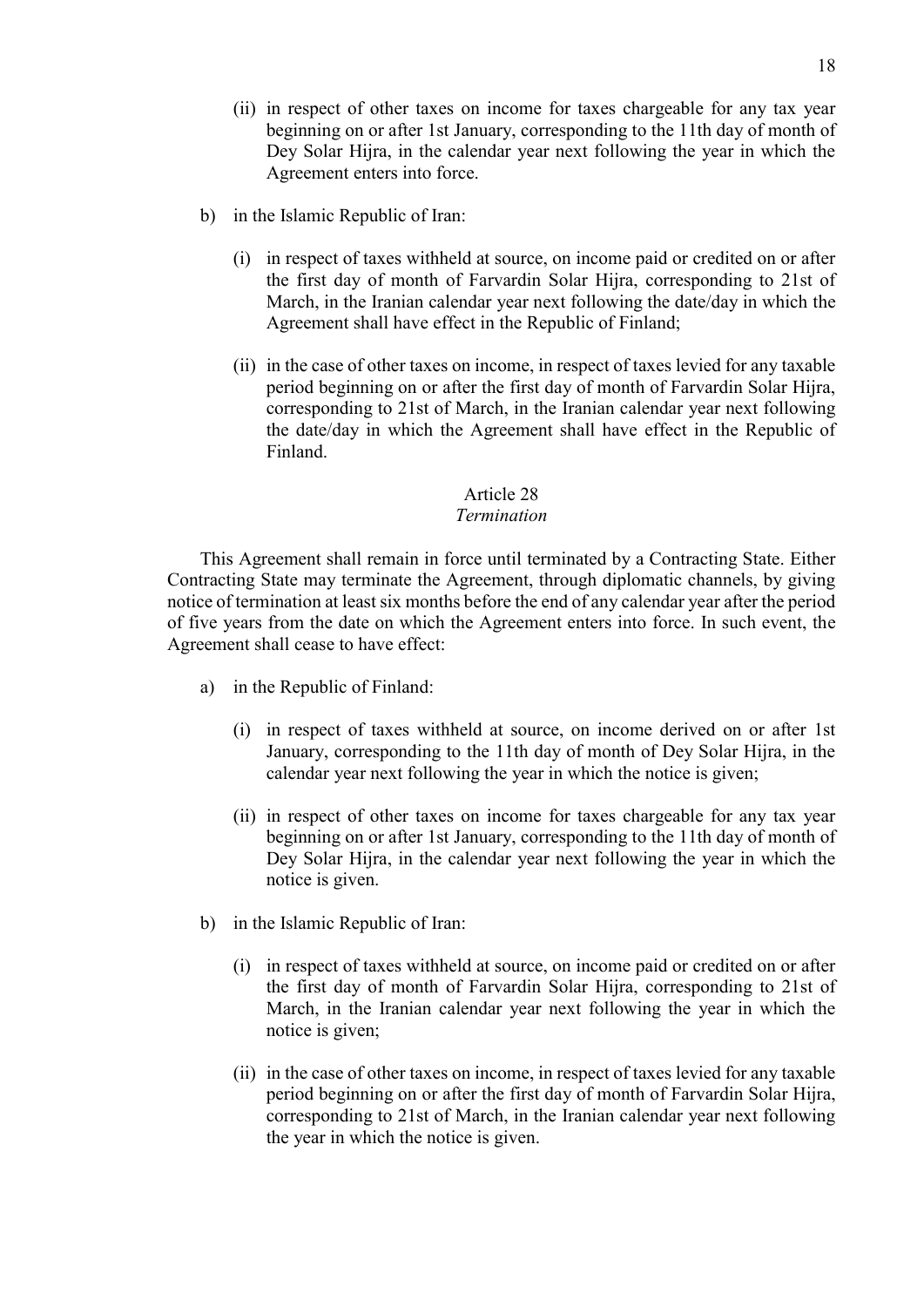(ii) in respect of other taxes on income for taxes chargeable for any tax year beginning on or after 1st January, corresponding to the 11th day of month of Dey Solar Hijra, in the calendar year next following the year in which the Agreement enters into force.

b) in the Islamic Republic of Iran:

(i) in respect of taxes withheld at source, on income paid or credited on or after the first day of month of Farvardin Solar Hijra, corresponding to 21st of March, in the Iranian calendar year next following the date/day in which the Agreement shall have effect in the Republic of Finland;

(ii) in the case of other taxes on income, in respect of taxes levied for any taxable period beginning on or after the first day of month of Farvardin Solar Hijra, corresponding to 21st of March, in the Iranian calendar year next following the date/day in which the Agreement shall have effect in the Republic of Finland.

## Article 28
*Termination*

This Agreement shall remain in force until terminated by a Contracting State. Either Contracting State may terminate the Agreement, through diplomatic channels, by giving notice of termination at least six months before the end of any calendar year after the period of five years from the date on which the Agreement enters into force. In such event, the Agreement shall cease to have effect:

a) in the Republic of Finland:

(i) in respect of taxes withheld at source, on income derived on or after 1st January, corresponding to the 11th day of month of Dey Solar Hijra, in the calendar year next following the year in which the notice is given;

(ii) in respect of other taxes on income for taxes chargeable for any tax year beginning on or after 1st January, corresponding to the 11th day of month of Dey Solar Hijra, in the calendar year next following the year in which the notice is given.

b) in the Islamic Republic of Iran:

(i) in respect of taxes withheld at source, on income paid or credited on or after the first day of month of Farvardin Solar Hijra, corresponding to 21st of March, in the Iranian calendar year next following the year in which the notice is given;

(ii) in the case of other taxes on income, in respect of taxes levied for any taxable period beginning on or after the first day of month of Farvardin Solar Hijra, corresponding to 21st of March, in the Iranian calendar year next following the year in which the notice is given.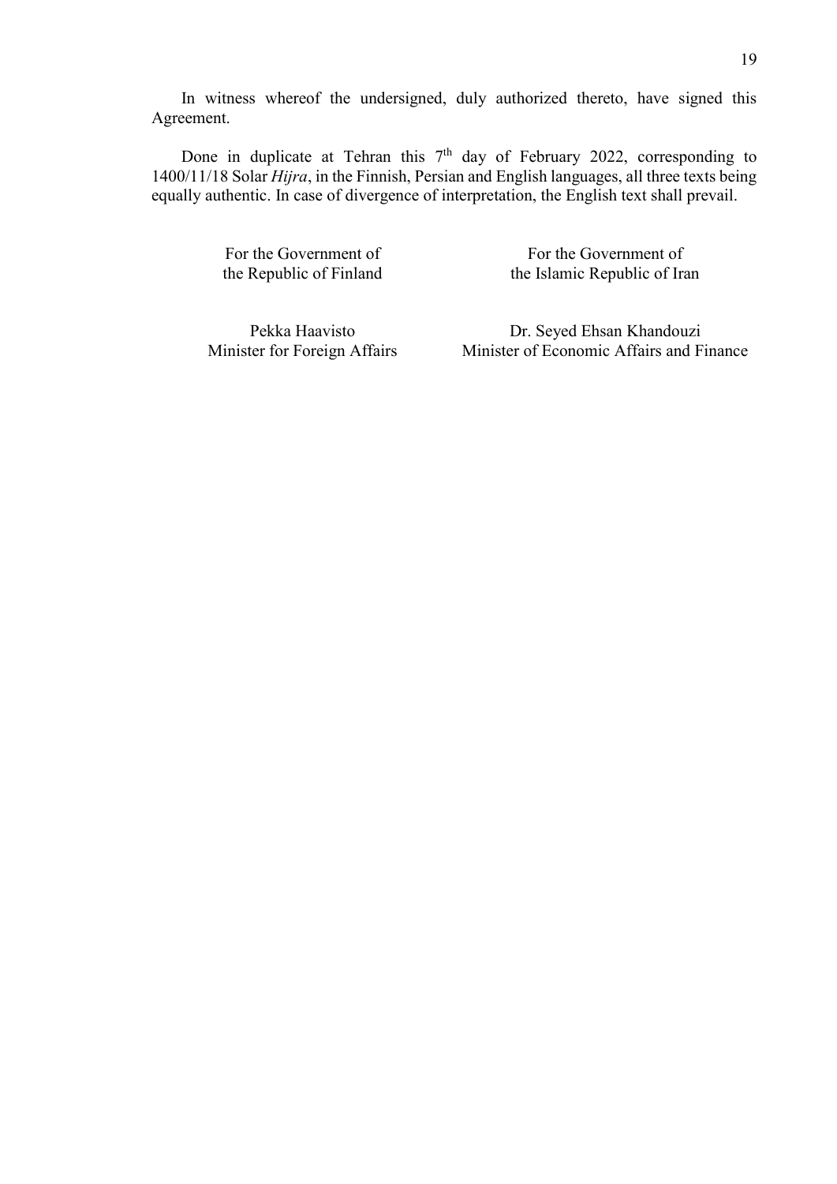In witness whereof the undersigned, duly authorized thereto, have signed this Agreement.

Done in duplicate at Tehran this 7th day of February 2022, corresponding to 1400/11/18 Solar *Hijra*, in the Finnish, Persian and English languages, all three texts being equally authentic. In case of divergence of interpretation, the English text shall prevail.

| | |
|---|---|
| For the Government of the Republic of Finland | For the Government of the Islamic Republic of Iran |
| Pekka Haavisto<br>Minister for Foreign Affairs | Dr. Seyed Ehsan Khandouzi<br>Minister of Economic Affairs and Finance |